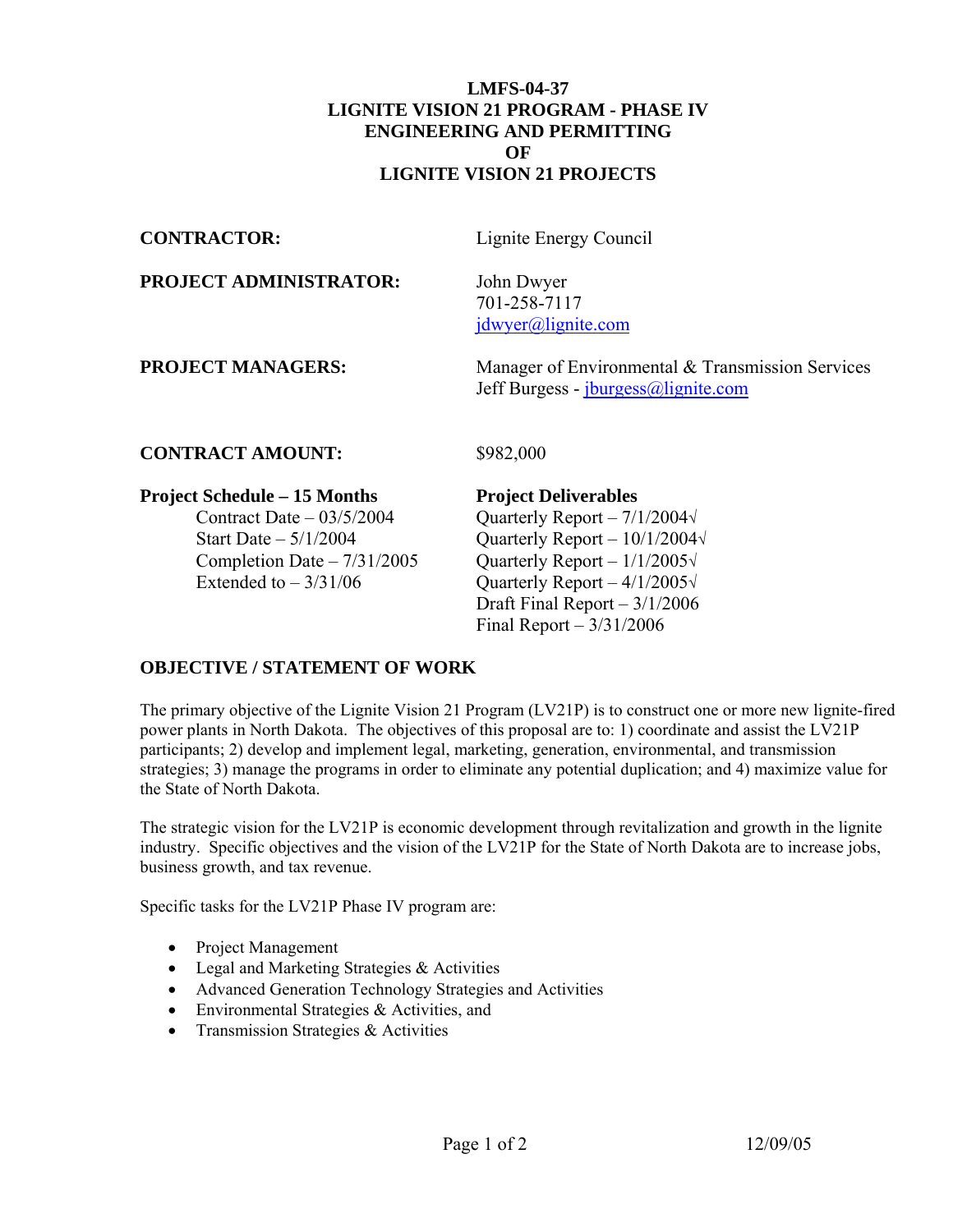# LMFS-04-37
# LIGNITE VISION 21 PROGRAM - PHASE IV
# ENGINEERING AND PERMITTING
# OF
# LIGNITE VISION 21 PROJECTS

**CONTRACTOR:** Lignite Energy Council

**PROJECT ADMINISTRATOR:** John Dwyer
701-258-7117
jdwyer@lignite.com

**PROJECT MANAGERS:** Manager of Environmental & Transmission Services
Jeff Burgess - jburgess@lignite.com

**CONTRACT AMOUNT:** $982,000

**Project Schedule – 15 Months**
- Contract Date – 03/5/2004
- Start Date – 5/1/2004
- Completion Date – 7/31/2005
- Extended to – 3/31/06

**Project Deliverables**
- Quarterly Report – 7/1/2004√
- Quarterly Report – 10/1/2004√
- Quarterly Report – 1/1/2005√
- Quarterly Report – 4/1/2005√
- Draft Final Report – 3/1/2006
- Final Report – 3/31/2006

## OBJECTIVE / STATEMENT OF WORK

The primary objective of the Lignite Vision 21 Program (LV21P) is to construct one or more new lignite-fired power plants in North Dakota. The objectives of this proposal are to: 1) coordinate and assist the LV21P participants; 2) develop and implement legal, marketing, generation, environmental, and transmission strategies; 3) manage the programs in order to eliminate any potential duplication; and 4) maximize value for the State of North Dakota.

The strategic vision for the LV21P is economic development through revitalization and growth in the lignite industry. Specific objectives and the vision of the LV21P for the State of North Dakota are to increase jobs, business growth, and tax revenue.

Specific tasks for the LV21P Phase IV program are:

- Project Management
- Legal and Marketing Strategies & Activities
- Advanced Generation Technology Strategies and Activities
- Environmental Strategies & Activities, and
- Transmission Strategies & Activities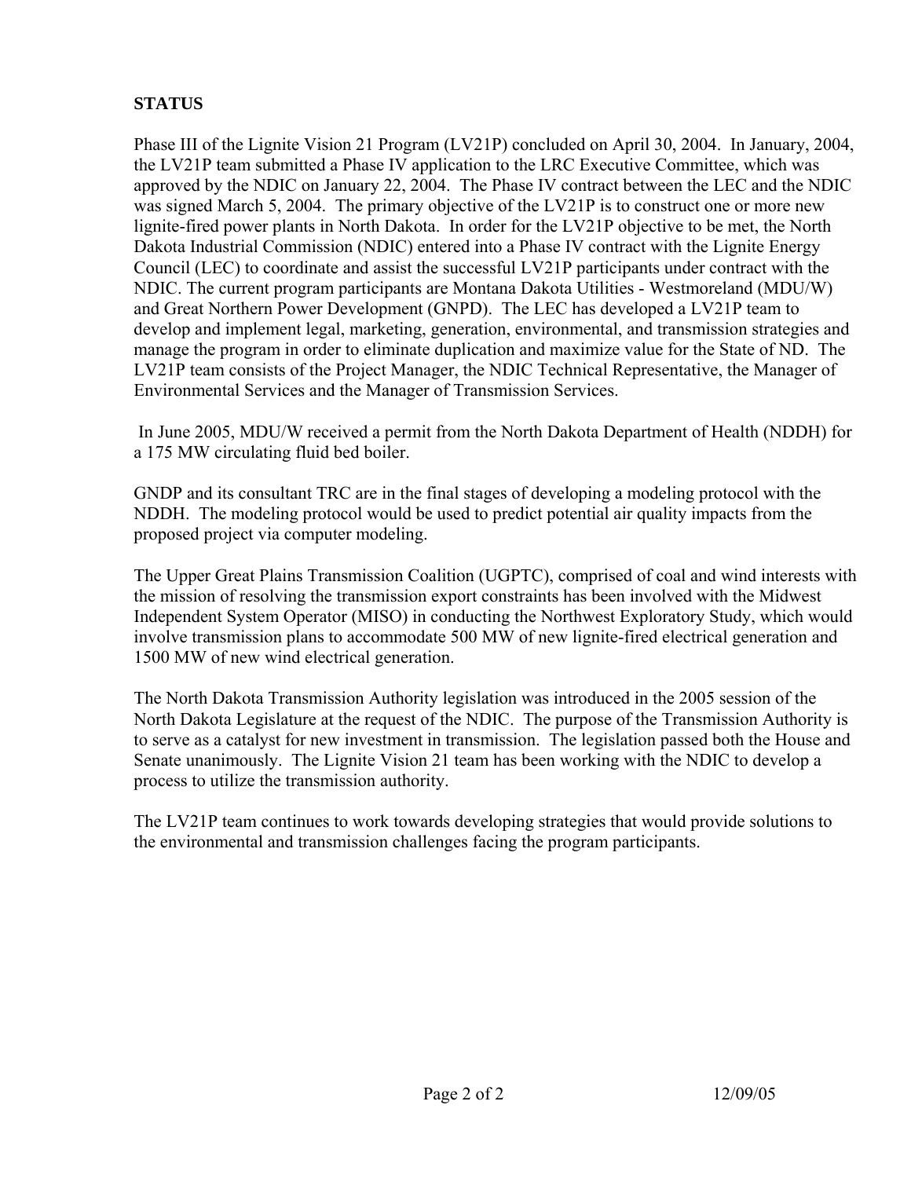**STATUS**

Phase III of the Lignite Vision 21 Program (LV21P) concluded on April 30, 2004. In January, 2004, the LV21P team submitted a Phase IV application to the LRC Executive Committee, which was approved by the NDIC on January 22, 2004. The Phase IV contract between the LEC and the NDIC was signed March 5, 2004. The primary objective of the LV21P is to construct one or more new lignite-fired power plants in North Dakota. In order for the LV21P objective to be met, the North Dakota Industrial Commission (NDIC) entered into a Phase IV contract with the Lignite Energy Council (LEC) to coordinate and assist the successful LV21P participants under contract with the NDIC. The current program participants are Montana Dakota Utilities - Westmoreland (MDU/W) and Great Northern Power Development (GNPD). The LEC has developed a LV21P team to develop and implement legal, marketing, generation, environmental, and transmission strategies and manage the program in order to eliminate duplication and maximize value for the State of ND. The LV21P team consists of the Project Manager, the NDIC Technical Representative, the Manager of Environmental Services and the Manager of Transmission Services.

In June 2005, MDU/W received a permit from the North Dakota Department of Health (NDDH) for a 175 MW circulating fluid bed boiler.

GNDP and its consultant TRC are in the final stages of developing a modeling protocol with the NDDH. The modeling protocol would be used to predict potential air quality impacts from the proposed project via computer modeling.

The Upper Great Plains Transmission Coalition (UGPTC), comprised of coal and wind interests with the mission of resolving the transmission export constraints has been involved with the Midwest Independent System Operator (MISO) in conducting the Northwest Exploratory Study, which would involve transmission plans to accommodate 500 MW of new lignite-fired electrical generation and 1500 MW of new wind electrical generation.

The North Dakota Transmission Authority legislation was introduced in the 2005 session of the North Dakota Legislature at the request of the NDIC. The purpose of the Transmission Authority is to serve as a catalyst for new investment in transmission. The legislation passed both the House and Senate unanimously. The Lignite Vision 21 team has been working with the NDIC to develop a process to utilize the transmission authority.

The LV21P team continues to work towards developing strategies that would provide solutions to the environmental and transmission challenges facing the program participants.